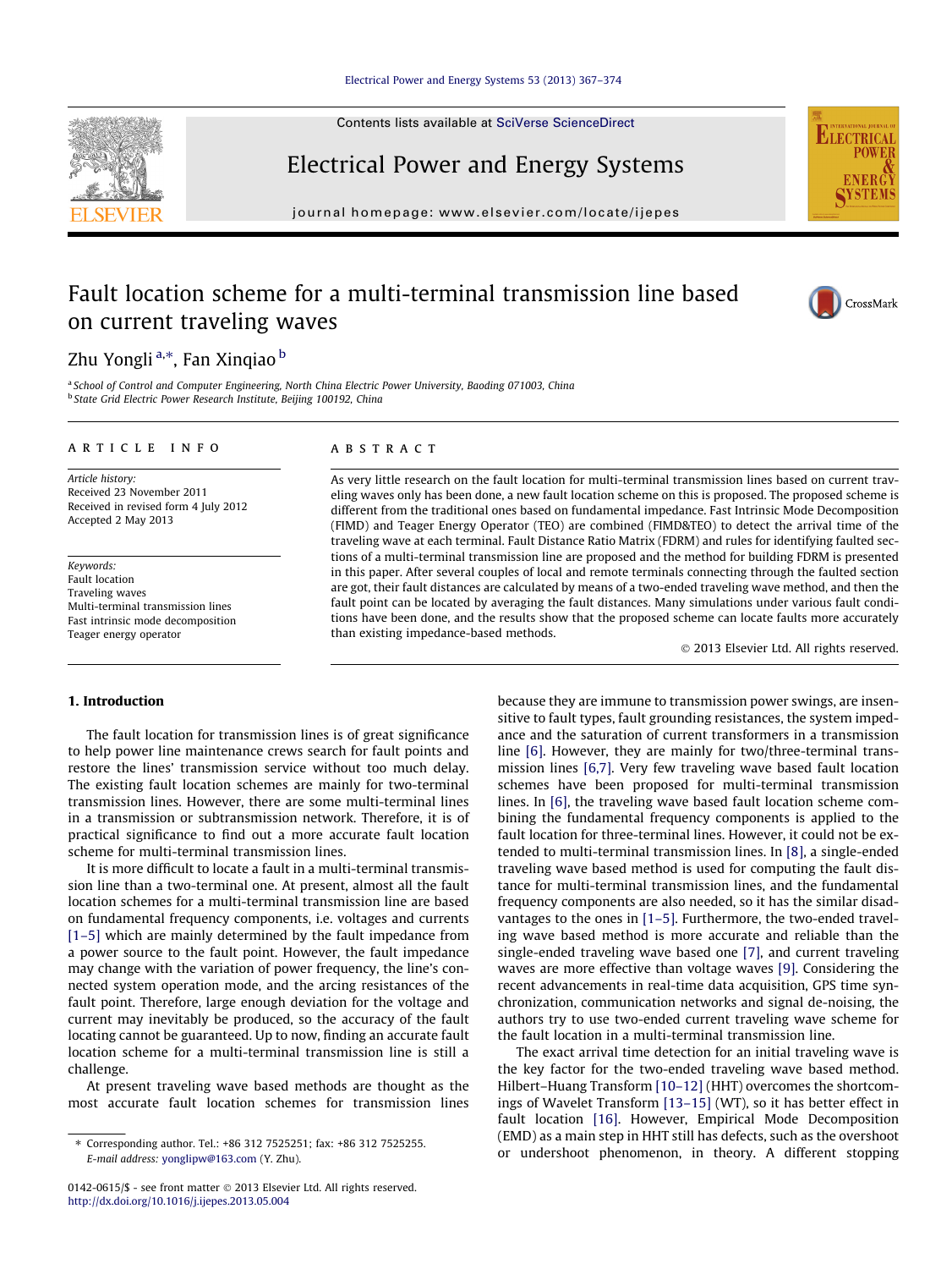# Fault location scheme for a multi-terminal transmission line based on current traveling waves

Zhu Yongli [a,*], Fan Xinqiao [b]

[a] School of Control and Computer Engineering, North China Electric Power University, Baoding 071003, China
[b] State Grid Electric Power Research Institute, Beijing 100192, China

**ARTICLE INFO**

*Article history:*
Received 23 November 2011
Received in revised form 4 July 2012
Accepted 2 May 2013

*Keywords:*
Fault location
Traveling waves
Multi-terminal transmission lines
Fast intrinsic mode decomposition
Teager energy operator

**ABSTRACT**

As very little research on the fault location for multi-terminal transmission lines based on current traveling waves only has been done, a new fault location scheme on this is proposed. The proposed scheme is different from the traditional ones based on fundamental impedance. Fast Intrinsic Mode Decomposition (FIMD) and Teager Energy Operator (TEO) are combined (FIMD&TEO) to detect the arrival time of the traveling wave at each terminal. Fault Distance Ratio Matrix (FDRM) and rules for identifying faulted sections of a multi-terminal transmission line are proposed and the method for building FDRM is presented in this paper. After several couples of local and remote terminals connecting through the faulted section are got, their fault distances are calculated by means of a two-ended traveling wave method, and then the fault point can be located by averaging the fault distances. Many simulations under various fault conditions have been done, and the results show that the proposed scheme can locate faults more accurately than existing impedance-based methods.

© 2013 Elsevier Ltd. All rights reserved.

## 1. Introduction

The fault location for transmission lines is of great significance to help power line maintenance crews search for fault points and restore the lines' transmission service without too much delay. The existing fault location schemes are mainly for two-terminal transmission lines. However, there are some multi-terminal lines in a transmission or subtransmission network. Therefore, it is of practical significance to find out a more accurate fault location scheme for multi-terminal transmission lines.

It is more difficult to locate a fault in a multi-terminal transmission line than a two-terminal one. At present, almost all the fault location schemes for a multi-terminal transmission line are based on fundamental frequency components, i.e. voltages and currents [1–5] which are mainly determined by the fault impedance from a power source to the fault point. However, the fault impedance may change with the variation of power frequency, the line's connected system operation mode, and the arcing resistances of the fault point. Therefore, large enough deviation for the voltage and current may inevitably be produced, so the accuracy of the fault locating cannot be guaranteed. Up to now, finding an accurate fault location scheme for a multi-terminal transmission line is still a challenge.

At present traveling wave based methods are thought as the most accurate fault location schemes for transmission lines because they are immune to transmission power swings, are insensitive to fault types, fault grounding resistances, the system impedance and the saturation of current transformers in a transmission line [6]. However, they are mainly for two/three-terminal transmission lines [6,7]. Very few traveling wave based fault location schemes have been proposed for multi-terminal transmission lines. In [6], the traveling wave based fault location scheme combining the fundamental frequency components is applied to the fault location for three-terminal lines. However, it could not be extended to multi-terminal transmission lines. In [8], a single-ended traveling wave based method is used for computing the fault distance for multi-terminal transmission lines, and the fundamental frequency components are also needed, so it has the similar disadvantages to the ones in [1–5]. Furthermore, the two-ended traveling wave based method is more accurate and reliable than the single-ended traveling wave based one [7], and current traveling waves are more effective than voltage waves [9]. Considering the recent advancements in real-time data acquisition, GPS time synchronization, communication networks and signal de-noising, the authors try to use two-ended current traveling wave scheme for the fault location in a multi-terminal transmission line.

The exact arrival time detection for an initial traveling wave is the key factor for the two-ended traveling wave based method. Hilbert–Huang Transform [10–12] (HHT) overcomes the shortcomings of Wavelet Transform [13–15] (WT), so it has better effect in fault location [16]. However, Empirical Mode Decomposition (EMD) as a main step in HHT still has defects, such as the overshoot or undershoot phenomenon, in theory. A different stopping

* Corresponding author. Tel.: +86 312 7525251; fax: +86 312 7525255.
*E-mail address:* yonglipw@163.com (Y. Zhu).

0142-0615/$ - see front matter © 2013 Elsevier Ltd. All rights reserved.
http://dx.doi.org/10.1016/j.ijepes.2013.05.004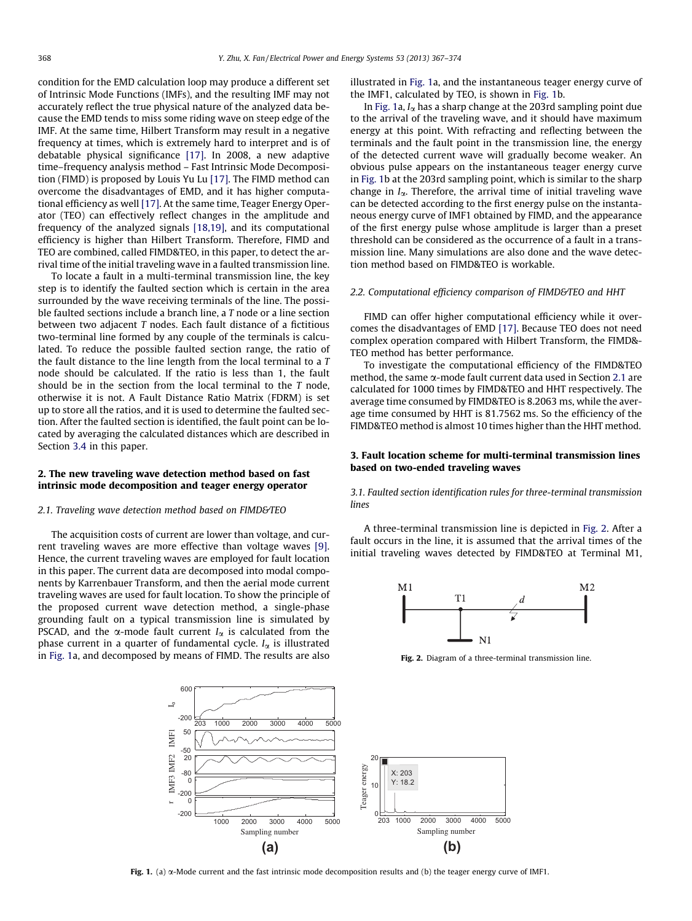condition for the EMD calculation loop may produce a different set of Intrinsic Mode Functions (IMFs), and the resulting IMF may not accurately reflect the true physical nature of the analyzed data because the EMD tends to miss some riding wave on steep edge of the IMF. At the same time, Hilbert Transform may result in a negative frequency at times, which is extremely hard to interpret and is of debatable physical significance [17]. In 2008, a new adaptive time–frequency analysis method – Fast Intrinsic Mode Decomposition (FIMD) is proposed by Louis Yu Lu [17]. The FIMD method can overcome the disadvantages of EMD, and it has higher computational efficiency as well [17]. At the same time, Teager Energy Operator (TEO) can effectively reflect changes in the amplitude and frequency of the analyzed signals [18,19], and its computational efficiency is higher than Hilbert Transform. Therefore, FIMD and TEO are combined, called FIMD&TEO, in this paper, to detect the arrival time of the initial traveling wave in a faulted transmission line.

To locate a fault in a multi-terminal transmission line, the key step is to identify the faulted section which is certain in the area surrounded by the wave receiving terminals of the line. The possible faulted sections include a branch line, a $T$ node or a line section between two adjacent $T$ nodes. Each fault distance of a fictitious two-terminal line formed by any couple of the terminals is calculated. To reduce the possible faulted section range, the ratio of the fault distance to the line length from the local terminal to a $T$ node should be calculated. If the ratio is less than 1, the fault should be in the section from the local terminal to the $T$ node, otherwise it is not. A Fault Distance Ratio Matrix (FDRM) is set up to store all the ratios, and it is used to determine the faulted section. After the faulted section is identified, the fault point can be located by averaging the calculated distances which are described in Section 3.4 in this paper.

## 2. The new traveling wave detection method based on fast intrinsic mode decomposition and teager energy operator

### 2.1. Traveling wave detection method based on FIMD&TEO

The acquisition costs of current are lower than voltage, and current traveling waves are more effective than voltage waves [9]. Hence, the current traveling waves are employed for fault location in this paper. The current data are decomposed into modal components by Karrenbauer Transform, and then the aerial mode current traveling waves are used for fault location. To show the principle of the proposed current wave detection method, a single-phase grounding fault on a typical transmission line is simulated by PSCAD, and the $\alpha$-mode fault current $I_\alpha$ is calculated from the phase current in a quarter of fundamental cycle. $I_\alpha$ is illustrated in Fig. 1a, and decomposed by means of FIMD. The results are also illustrated in Fig. 1a, and the instantaneous teager energy curve of the IMF1, calculated by TEO, is shown in Fig. 1b.

In Fig. 1a, $I_\alpha$ has a sharp change at the 203rd sampling point due to the arrival of the traveling wave, and it should have maximum energy at this point. With refracting and reflecting between the terminals and the fault point in the transmission line, the energy of the detected current wave will gradually become weaker. An obvious pulse appears on the instantaneous teager energy curve in Fig. 1b at the 203rd sampling point, which is similar to the sharp change in $I_\alpha$. Therefore, the arrival time of initial traveling wave can be detected according to the first energy pulse on the instantaneous energy curve of IMF1 obtained by FIMD, and the appearance of the first energy pulse whose amplitude is larger than a preset threshold can be considered as the occurrence of a fault in a transmission line. Many simulations are also done and the wave detection method based on FIMD&TEO is workable.

### 2.2. Computational efficiency comparison of FIMD&TEO and HHT

FIMD can offer higher computational efficiency while it overcomes the disadvantages of EMD [17]. Because TEO does not need complex operation compared with Hilbert Transform, the FIMD&TEO method has better performance.

To investigate the computational efficiency of the FIMD&TEO method, the same $\alpha$-mode fault current data used in Section 2.1 are calculated for 1000 times by FIMD&TEO and HHT respectively. The average time consumed by FIMD&TEO is 8.2063 ms, while the average time consumed by HHT is 81.7562 ms. So the efficiency of the FIMD&TEO method is almost 10 times higher than the HHT method.

## 3. Fault location scheme for multi-terminal transmission lines based on two-ended traveling waves

### 3.1. Faulted section identification rules for three-terminal transmission lines

A three-terminal transmission line is depicted in Fig. 2. After a fault occurs in the line, it is assumed that the arrival times of the initial traveling waves detected by FIMD&TEO at Terminal M1,

Fig. 2. Diagram of a three-terminal transmission line.

Fig. 1. (a) $\alpha$-Mode current and the fast intrinsic mode decomposition results and (b) the teager energy curve of IMF1.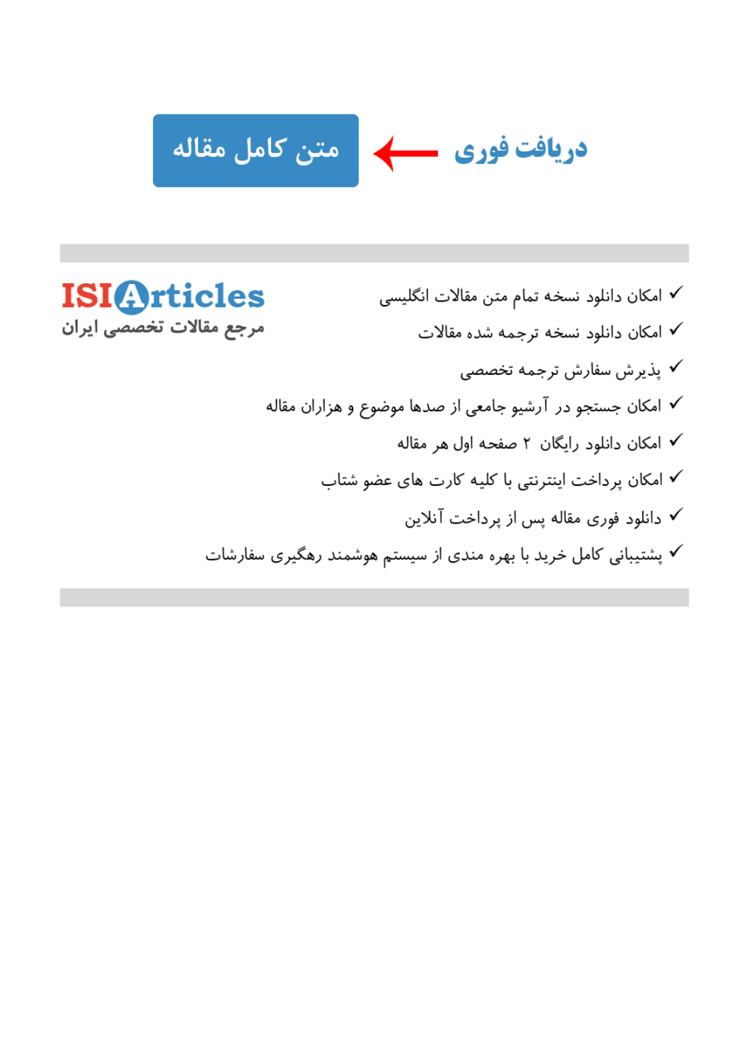دریافت فوری ← متن کامل مقاله

**ISIArticles**
مرجع مقالات تخصصی ایران

- ✓ امکان دانلود نسخه تمام متن مقالات انگلیسی
- ✓ امکان دانلود نسخه ترجمه شده مقالات
- ✓ پذیرش سفارش ترجمه تخصصی
- ✓ امکان جستجو در آرشیو جامعی از صدها موضوع و هزاران مقاله
- ✓ امکان دانلود رایگان ۲ صفحه اول هر مقاله
- ✓ امکان پرداخت اینترنتی با کلیه کارت های عضو شتاب
- ✓ دانلود فوری مقاله پس از پرداخت آنلاین
- ✓ پشتیبانی کامل خرید با بهره مندی از سیستم هوشمند رهگیری سفارشات